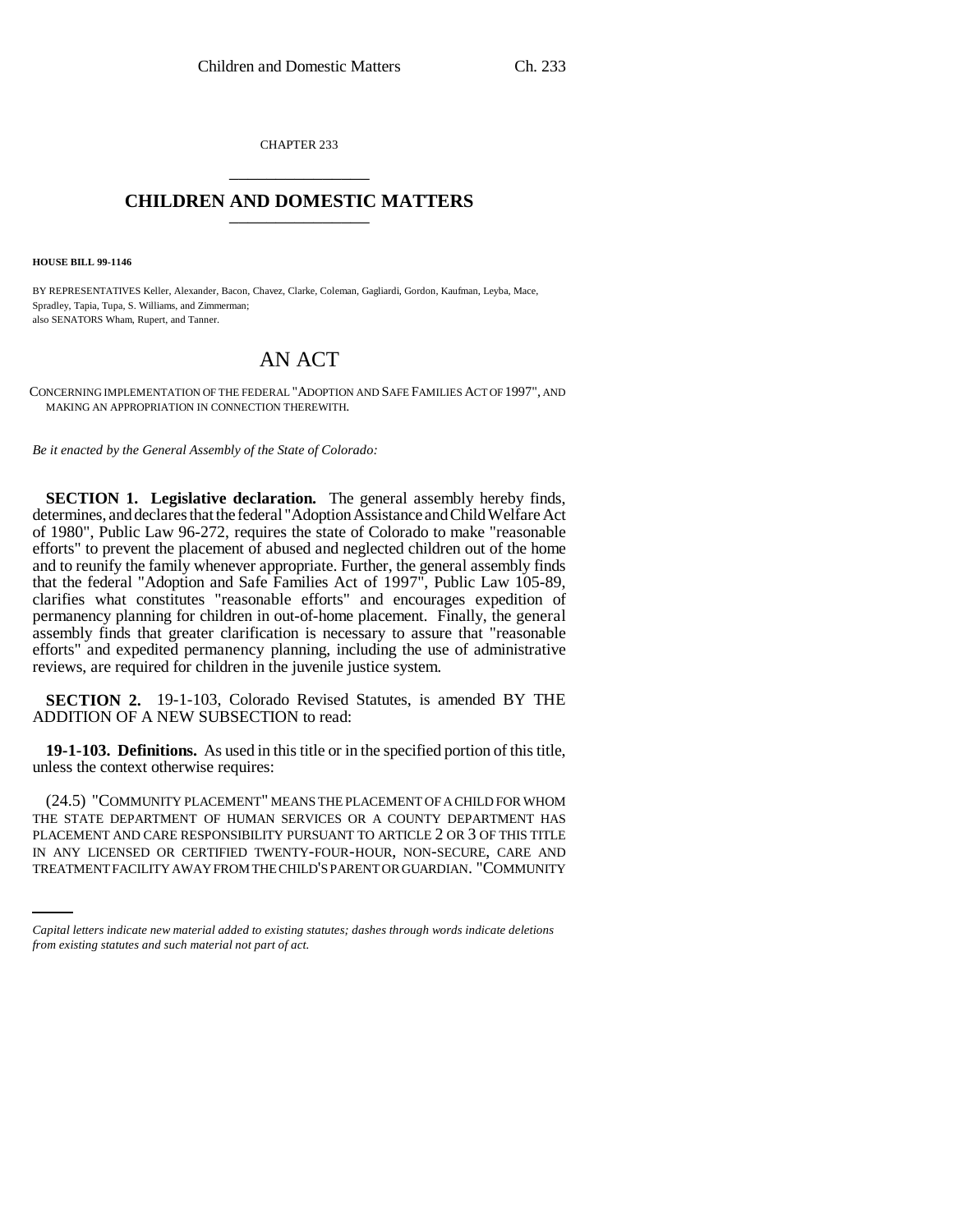CHAPTER 233

# CHILDREN AND DOMESTIC MATTERS

**HOUSE BILL 99-1146**

BY REPRESENTATIVES Keller, Alexander, Bacon, Chavez, Clarke, Coleman, Gagliardi, Gordon, Kaufman, Leyba, Mace, Spradley, Tapia, Tupa, S. Williams, and Zimmerman;
also SENATORS Wham, Rupert, and Tanner.

# AN ACT

CONCERNING IMPLEMENTATION OF THE FEDERAL "ADOPTION AND SAFE FAMILIES ACT OF 1997", AND MAKING AN APPROPRIATION IN CONNECTION THEREWITH.

*Be it enacted by the General Assembly of the State of Colorado:*

**SECTION 1. Legislative declaration.** The general assembly hereby finds, determines, and declares that the federal "Adoption Assistance and Child Welfare Act of 1980", Public Law 96-272, requires the state of Colorado to make "reasonable efforts" to prevent the placement of abused and neglected children out of the home and to reunify the family whenever appropriate. Further, the general assembly finds that the federal "Adoption and Safe Families Act of 1997", Public Law 105-89, clarifies what constitutes "reasonable efforts" and encourages expedition of permanency planning for children in out-of-home placement. Finally, the general assembly finds that greater clarification is necessary to assure that "reasonable efforts" and expedited permanency planning, including the use of administrative reviews, are required for children in the juvenile justice system.

**SECTION 2.** 19-1-103, Colorado Revised Statutes, is amended BY THE ADDITION OF A NEW SUBSECTION to read:

**19-1-103. Definitions.** As used in this title or in the specified portion of this title, unless the context otherwise requires:

(24.5) "COMMUNITY PLACEMENT" MEANS THE PLACEMENT OF A CHILD FOR WHOM THE STATE DEPARTMENT OF HUMAN SERVICES OR A COUNTY DEPARTMENT HAS PLACEMENT AND CARE RESPONSIBILITY PURSUANT TO ARTICLE 2 OR 3 OF THIS TITLE IN ANY LICENSED OR CERTIFIED TWENTY-FOUR-HOUR, NON-SECURE, CARE AND TREATMENT FACILITY AWAY FROM THE CHILD'S PARENT OR GUARDIAN. "COMMUNITY

*Capital letters indicate new material added to existing statutes; dashes through words indicate deletions from existing statutes and such material not part of act.*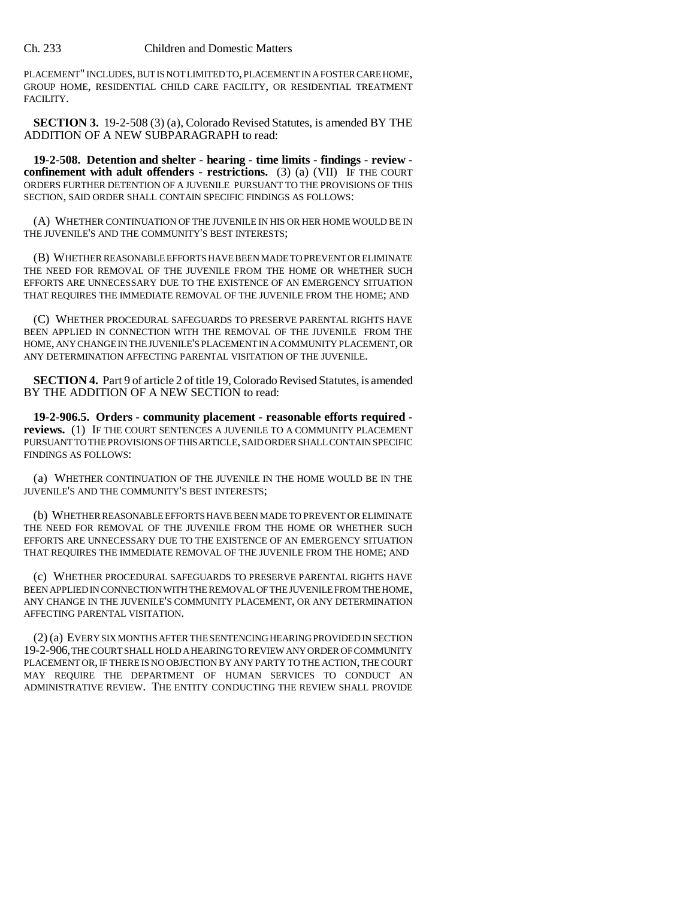PLACEMENT" INCLUDES, BUT IS NOT LIMITED TO, PLACEMENT IN A FOSTER CARE HOME, GROUP HOME, RESIDENTIAL CHILD CARE FACILITY, OR RESIDENTIAL TREATMENT FACILITY.

**SECTION 3.** 19-2-508 (3) (a), Colorado Revised Statutes, is amended BY THE ADDITION OF A NEW SUBPARAGRAPH to read:

**19-2-508. Detention and shelter - hearing - time limits - findings - review - confinement with adult offenders - restrictions.** (3) (a) (VII) IF THE COURT ORDERS FURTHER DETENTION OF A JUVENILE PURSUANT TO THE PROVISIONS OF THIS SECTION, SAID ORDER SHALL CONTAIN SPECIFIC FINDINGS AS FOLLOWS:

(A) WHETHER CONTINUATION OF THE JUVENILE IN HIS OR HER HOME WOULD BE IN THE JUVENILE'S AND THE COMMUNITY'S BEST INTERESTS;

(B) WHETHER REASONABLE EFFORTS HAVE BEEN MADE TO PREVENT OR ELIMINATE THE NEED FOR REMOVAL OF THE JUVENILE FROM THE HOME OR WHETHER SUCH EFFORTS ARE UNNECESSARY DUE TO THE EXISTENCE OF AN EMERGENCY SITUATION THAT REQUIRES THE IMMEDIATE REMOVAL OF THE JUVENILE FROM THE HOME; AND

(C) WHETHER PROCEDURAL SAFEGUARDS TO PRESERVE PARENTAL RIGHTS HAVE BEEN APPLIED IN CONNECTION WITH THE REMOVAL OF THE JUVENILE FROM THE HOME, ANY CHANGE IN THE JUVENILE'S PLACEMENT IN A COMMUNITY PLACEMENT, OR ANY DETERMINATION AFFECTING PARENTAL VISITATION OF THE JUVENILE.

**SECTION 4.** Part 9 of article 2 of title 19, Colorado Revised Statutes, is amended BY THE ADDITION OF A NEW SECTION to read:

**19-2-906.5. Orders - community placement - reasonable efforts required - reviews.** (1) IF THE COURT SENTENCES A JUVENILE TO A COMMUNITY PLACEMENT PURSUANT TO THE PROVISIONS OF THIS ARTICLE, SAID ORDER SHALL CONTAIN SPECIFIC FINDINGS AS FOLLOWS:

(a) WHETHER CONTINUATION OF THE JUVENILE IN THE HOME WOULD BE IN THE JUVENILE'S AND THE COMMUNITY'S BEST INTERESTS;

(b) WHETHER REASONABLE EFFORTS HAVE BEEN MADE TO PREVENT OR ELIMINATE THE NEED FOR REMOVAL OF THE JUVENILE FROM THE HOME OR WHETHER SUCH EFFORTS ARE UNNECESSARY DUE TO THE EXISTENCE OF AN EMERGENCY SITUATION THAT REQUIRES THE IMMEDIATE REMOVAL OF THE JUVENILE FROM THE HOME; AND

(c) WHETHER PROCEDURAL SAFEGUARDS TO PRESERVE PARENTAL RIGHTS HAVE BEEN APPLIED IN CONNECTION WITH THE REMOVAL OF THE JUVENILE FROM THE HOME, ANY CHANGE IN THE JUVENILE'S COMMUNITY PLACEMENT, OR ANY DETERMINATION AFFECTING PARENTAL VISITATION.

(2) (a) EVERY SIX MONTHS AFTER THE SENTENCING HEARING PROVIDED IN SECTION 19-2-906, THE COURT SHALL HOLD A HEARING TO REVIEW ANY ORDER OF COMMUNITY PLACEMENT OR, IF THERE IS NO OBJECTION BY ANY PARTY TO THE ACTION, THE COURT MAY REQUIRE THE DEPARTMENT OF HUMAN SERVICES TO CONDUCT AN ADMINISTRATIVE REVIEW. THE ENTITY CONDUCTING THE REVIEW SHALL PROVIDE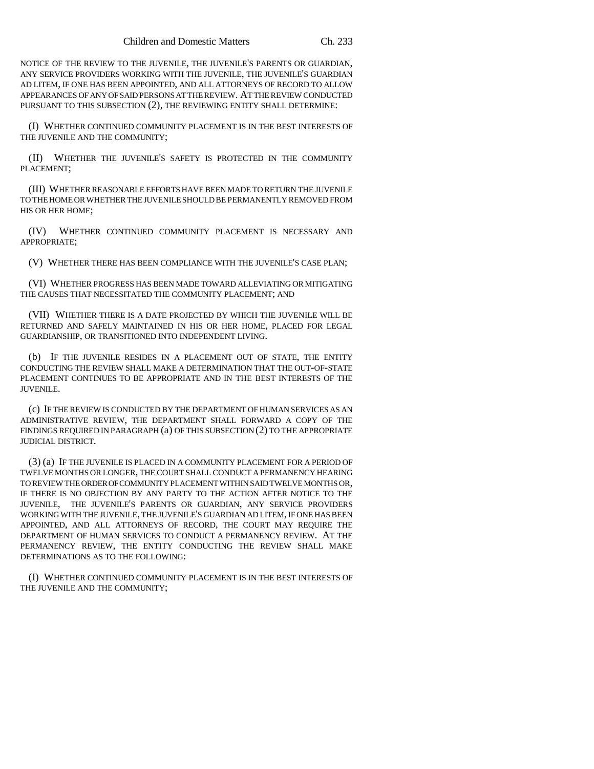NOTICE OF THE REVIEW TO THE JUVENILE, THE JUVENILE'S PARENTS OR GUARDIAN, ANY SERVICE PROVIDERS WORKING WITH THE JUVENILE, THE JUVENILE'S GUARDIAN AD LITEM, IF ONE HAS BEEN APPOINTED, AND ALL ATTORNEYS OF RECORD TO ALLOW APPEARANCES OF ANY OF SAID PERSONS AT THE REVIEW. AT THE REVIEW CONDUCTED PURSUANT TO THIS SUBSECTION (2), THE REVIEWING ENTITY SHALL DETERMINE:

(I) WHETHER CONTINUED COMMUNITY PLACEMENT IS IN THE BEST INTERESTS OF THE JUVENILE AND THE COMMUNITY;

(II) WHETHER THE JUVENILE'S SAFETY IS PROTECTED IN THE COMMUNITY PLACEMENT;

(III) WHETHER REASONABLE EFFORTS HAVE BEEN MADE TO RETURN THE JUVENILE TO THE HOME OR WHETHER THE JUVENILE SHOULD BE PERMANENTLY REMOVED FROM HIS OR HER HOME;

(IV) WHETHER CONTINUED COMMUNITY PLACEMENT IS NECESSARY AND APPROPRIATE;

(V) WHETHER THERE HAS BEEN COMPLIANCE WITH THE JUVENILE'S CASE PLAN;

(VI) WHETHER PROGRESS HAS BEEN MADE TOWARD ALLEVIATING OR MITIGATING THE CAUSES THAT NECESSITATED THE COMMUNITY PLACEMENT; AND

(VII) WHETHER THERE IS A DATE PROJECTED BY WHICH THE JUVENILE WILL BE RETURNED AND SAFELY MAINTAINED IN HIS OR HER HOME, PLACED FOR LEGAL GUARDIANSHIP, OR TRANSITIONED INTO INDEPENDENT LIVING.

(b) IF THE JUVENILE RESIDES IN A PLACEMENT OUT OF STATE, THE ENTITY CONDUCTING THE REVIEW SHALL MAKE A DETERMINATION THAT THE OUT-OF-STATE PLACEMENT CONTINUES TO BE APPROPRIATE AND IN THE BEST INTERESTS OF THE JUVENILE.

(c) IF THE REVIEW IS CONDUCTED BY THE DEPARTMENT OF HUMAN SERVICES AS AN ADMINISTRATIVE REVIEW, THE DEPARTMENT SHALL FORWARD A COPY OF THE FINDINGS REQUIRED IN PARAGRAPH (a) OF THIS SUBSECTION (2) TO THE APPROPRIATE JUDICIAL DISTRICT.

(3) (a) IF THE JUVENILE IS PLACED IN A COMMUNITY PLACEMENT FOR A PERIOD OF TWELVE MONTHS OR LONGER, THE COURT SHALL CONDUCT A PERMANENCY HEARING TO REVIEW THE ORDER OF COMMUNITY PLACEMENT WITHIN SAID TWELVE MONTHS OR, IF THERE IS NO OBJECTION BY ANY PARTY TO THE ACTION AFTER NOTICE TO THE JUVENILE, THE JUVENILE'S PARENTS OR GUARDIAN, ANY SERVICE PROVIDERS WORKING WITH THE JUVENILE, THE JUVENILE'S GUARDIAN AD LITEM, IF ONE HAS BEEN APPOINTED, AND ALL ATTORNEYS OF RECORD, THE COURT MAY REQUIRE THE DEPARTMENT OF HUMAN SERVICES TO CONDUCT A PERMANENCY REVIEW. AT THE PERMANENCY REVIEW, THE ENTITY CONDUCTING THE REVIEW SHALL MAKE DETERMINATIONS AS TO THE FOLLOWING:

(I) WHETHER CONTINUED COMMUNITY PLACEMENT IS IN THE BEST INTERESTS OF THE JUVENILE AND THE COMMUNITY;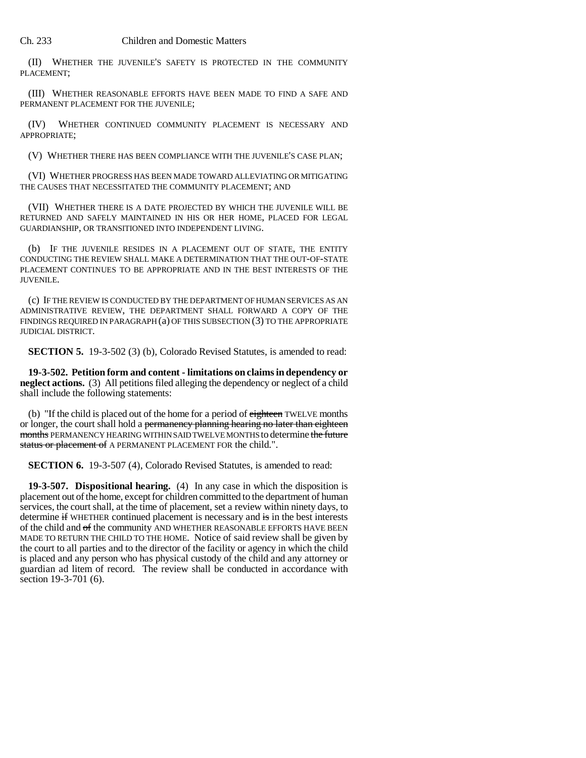(II) WHETHER THE JUVENILE'S SAFETY IS PROTECTED IN THE COMMUNITY PLACEMENT;

(III) WHETHER REASONABLE EFFORTS HAVE BEEN MADE TO FIND A SAFE AND PERMANENT PLACEMENT FOR THE JUVENILE;

(IV) WHETHER CONTINUED COMMUNITY PLACEMENT IS NECESSARY AND APPROPRIATE;

(V) WHETHER THERE HAS BEEN COMPLIANCE WITH THE JUVENILE'S CASE PLAN;

(VI) WHETHER PROGRESS HAS BEEN MADE TOWARD ALLEVIATING OR MITIGATING THE CAUSES THAT NECESSITATED THE COMMUNITY PLACEMENT; AND

(VII) WHETHER THERE IS A DATE PROJECTED BY WHICH THE JUVENILE WILL BE RETURNED AND SAFELY MAINTAINED IN HIS OR HER HOME, PLACED FOR LEGAL GUARDIANSHIP, OR TRANSITIONED INTO INDEPENDENT LIVING.

(b) IF THE JUVENILE RESIDES IN A PLACEMENT OUT OF STATE, THE ENTITY CONDUCTING THE REVIEW SHALL MAKE A DETERMINATION THAT THE OUT-OF-STATE PLACEMENT CONTINUES TO BE APPROPRIATE AND IN THE BEST INTERESTS OF THE JUVENILE.

(c) IF THE REVIEW IS CONDUCTED BY THE DEPARTMENT OF HUMAN SERVICES AS AN ADMINISTRATIVE REVIEW, THE DEPARTMENT SHALL FORWARD A COPY OF THE FINDINGS REQUIRED IN PARAGRAPH (a) OF THIS SUBSECTION (3) TO THE APPROPRIATE JUDICIAL DISTRICT.

**SECTION 5.** 19-3-502 (3) (b), Colorado Revised Statutes, is amended to read:

**19-3-502. Petition form and content - limitations on claims in dependency or neglect actions.** (3) All petitions filed alleging the dependency or neglect of a child shall include the following statements:

(b) "If the child is placed out of the home for a period of ~~eighteen~~ TWELVE months or longer, the court shall hold a ~~permanency planning hearing no later than eighteen months~~ PERMANENCY HEARING WITHIN SAID TWELVE MONTHS to determine ~~the future status or placement of~~ A PERMANENT PLACEMENT FOR the child.".

**SECTION 6.** 19-3-507 (4), Colorado Revised Statutes, is amended to read:

**19-3-507. Dispositional hearing.** (4) In any case in which the disposition is placement out of the home, except for children committed to the department of human services, the court shall, at the time of placement, set a review within ninety days, to determine ~~if~~ WHETHER continued placement is necessary and ~~is~~ in the best interests of the child and ~~of~~ the community AND WHETHER REASONABLE EFFORTS HAVE BEEN MADE TO RETURN THE CHILD TO THE HOME. Notice of said review shall be given by the court to all parties and to the director of the facility or agency in which the child is placed and any person who has physical custody of the child and any attorney or guardian ad litem of record. The review shall be conducted in accordance with section 19-3-701 (6).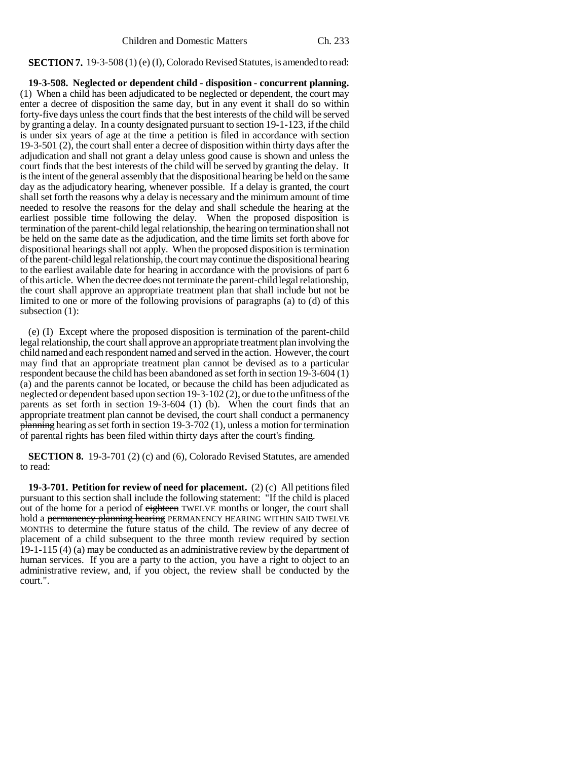**SECTION 7.** 19-3-508 (1) (e) (I), Colorado Revised Statutes, is amended to read:

**19-3-508. Neglected or dependent child - disposition - concurrent planning.** (1) When a child has been adjudicated to be neglected or dependent, the court may enter a decree of disposition the same day, but in any event it shall do so within forty-five days unless the court finds that the best interests of the child will be served by granting a delay. In a county designated pursuant to section 19-1-123, if the child is under six years of age at the time a petition is filed in accordance with section 19-3-501 (2), the court shall enter a decree of disposition within thirty days after the adjudication and shall not grant a delay unless good cause is shown and unless the court finds that the best interests of the child will be served by granting the delay. It is the intent of the general assembly that the dispositional hearing be held on the same day as the adjudicatory hearing, whenever possible. If a delay is granted, the court shall set forth the reasons why a delay is necessary and the minimum amount of time needed to resolve the reasons for the delay and shall schedule the hearing at the earliest possible time following the delay. When the proposed disposition is termination of the parent-child legal relationship, the hearing on termination shall not be held on the same date as the adjudication, and the time limits set forth above for dispositional hearings shall not apply. When the proposed disposition is termination of the parent-child legal relationship, the court may continue the dispositional hearing to the earliest available date for hearing in accordance with the provisions of part 6 of this article. When the decree does not terminate the parent-child legal relationship, the court shall approve an appropriate treatment plan that shall include but not be limited to one or more of the following provisions of paragraphs (a) to (d) of this subsection (1):

(e) (I) Except where the proposed disposition is termination of the parent-child legal relationship, the court shall approve an appropriate treatment plan involving the child named and each respondent named and served in the action. However, the court may find that an appropriate treatment plan cannot be devised as to a particular respondent because the child has been abandoned as set forth in section 19-3-604 (1) (a) and the parents cannot be located, or because the child has been adjudicated as neglected or dependent based upon section 19-3-102 (2), or due to the unfitness of the parents as set forth in section 19-3-604 (1) (b). When the court finds that an appropriate treatment plan cannot be devised, the court shall conduct a permanency ~~planning~~ hearing as set forth in section 19-3-702 (1), unless a motion for termination of parental rights has been filed within thirty days after the court's finding.

**SECTION 8.** 19-3-701 (2) (c) and (6), Colorado Revised Statutes, are amended to read:

**19-3-701. Petition for review of need for placement.** (2) (c) All petitions filed pursuant to this section shall include the following statement: "If the child is placed out of the home for a period of ~~eighteen~~ TWELVE months or longer, the court shall hold a ~~permanency planning hearing~~ PERMANENCY HEARING WITHIN SAID TWELVE MONTHS to determine the future status of the child. The review of any decree of placement of a child subsequent to the three month review required by section 19-1-115 (4) (a) may be conducted as an administrative review by the department of human services. If you are a party to the action, you have a right to object to an administrative review, and, if you object, the review shall be conducted by the court.".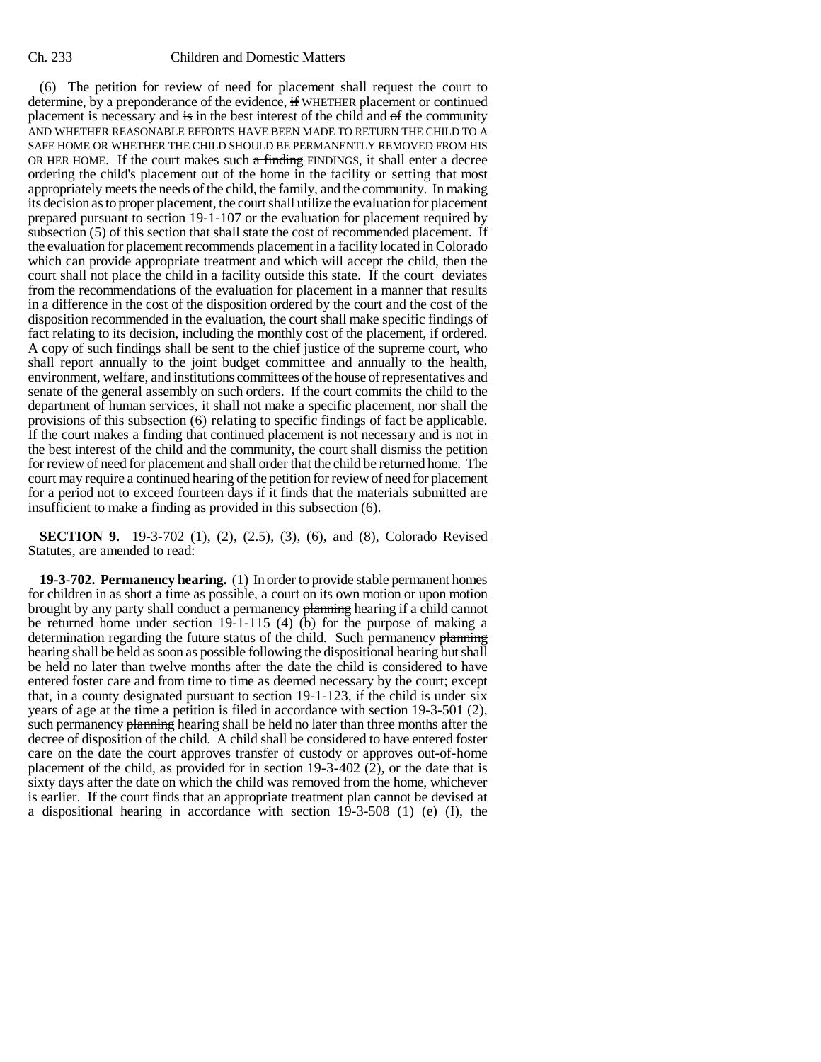(6) The petition for review of need for placement shall request the court to determine, by a preponderance of the evidence, ~~if~~ WHETHER placement or continued placement is necessary and ~~is~~ in the best interest of the child and ~~of~~ the community AND WHETHER REASONABLE EFFORTS HAVE BEEN MADE TO RETURN THE CHILD TO A SAFE HOME OR WHETHER THE CHILD SHOULD BE PERMANENTLY REMOVED FROM HIS OR HER HOME. If the court makes such ~~a finding~~ FINDINGS, it shall enter a decree ordering the child's placement out of the home in the facility or setting that most appropriately meets the needs of the child, the family, and the community. In making its decision as to proper placement, the court shall utilize the evaluation for placement prepared pursuant to section 19-1-107 or the evaluation for placement required by subsection (5) of this section that shall state the cost of recommended placement. If the evaluation for placement recommends placement in a facility located in Colorado which can provide appropriate treatment and which will accept the child, then the court shall not place the child in a facility outside this state. If the court deviates from the recommendations of the evaluation for placement in a manner that results in a difference in the cost of the disposition ordered by the court and the cost of the disposition recommended in the evaluation, the court shall make specific findings of fact relating to its decision, including the monthly cost of the placement, if ordered. A copy of such findings shall be sent to the chief justice of the supreme court, who shall report annually to the joint budget committee and annually to the health, environment, welfare, and institutions committees of the house of representatives and senate of the general assembly on such orders. If the court commits the child to the department of human services, it shall not make a specific placement, nor shall the provisions of this subsection (6) relating to specific findings of fact be applicable. If the court makes a finding that continued placement is not necessary and is not in the best interest of the child and the community, the court shall dismiss the petition for review of need for placement and shall order that the child be returned home. The court may require a continued hearing of the petition for review of need for placement for a period not to exceed fourteen days if it finds that the materials submitted are insufficient to make a finding as provided in this subsection (6).

**SECTION 9.** 19-3-702 (1), (2), (2.5), (3), (6), and (8), Colorado Revised Statutes, are amended to read:

**19-3-702. Permanency hearing.** (1) In order to provide stable permanent homes for children in as short a time as possible, a court on its own motion or upon motion brought by any party shall conduct a permanency ~~planning~~ hearing if a child cannot be returned home under section 19-1-115 (4) (b) for the purpose of making a determination regarding the future status of the child. Such permanency ~~planning~~ hearing shall be held as soon as possible following the dispositional hearing but shall be held no later than twelve months after the date the child is considered to have entered foster care and from time to time as deemed necessary by the court; except that, in a county designated pursuant to section 19-1-123, if the child is under six years of age at the time a petition is filed in accordance with section 19-3-501 (2), such permanency ~~planning~~ hearing shall be held no later than three months after the decree of disposition of the child. A child shall be considered to have entered foster care on the date the court approves transfer of custody or approves out-of-home placement of the child, as provided for in section 19-3-402 (2), or the date that is sixty days after the date on which the child was removed from the home, whichever is earlier. If the court finds that an appropriate treatment plan cannot be devised at a dispositional hearing in accordance with section 19-3-508 (1) (e) (I), the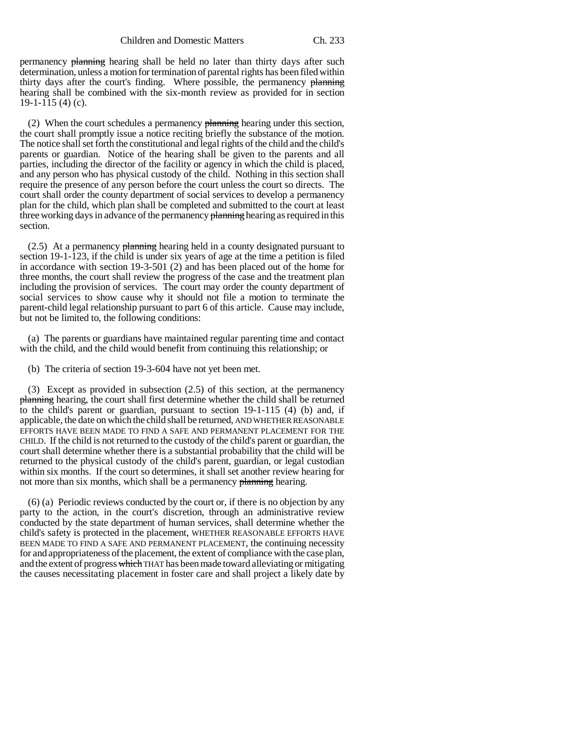permanency ~~planning~~ hearing shall be held no later than thirty days after such determination, unless a motion for termination of parental rights has been filed within thirty days after the court's finding. Where possible, the permanency ~~planning~~ hearing shall be combined with the six-month review as provided for in section 19-1-115 (4) (c).

(2) When the court schedules a permanency ~~planning~~ hearing under this section, the court shall promptly issue a notice reciting briefly the substance of the motion. The notice shall set forth the constitutional and legal rights of the child and the child's parents or guardian. Notice of the hearing shall be given to the parents and all parties, including the director of the facility or agency in which the child is placed, and any person who has physical custody of the child. Nothing in this section shall require the presence of any person before the court unless the court so directs. The court shall order the county department of social services to develop a permanency plan for the child, which plan shall be completed and submitted to the court at least three working days in advance of the permanency ~~planning~~ hearing as required in this section.

(2.5) At a permanency ~~planning~~ hearing held in a county designated pursuant to section 19-1-123, if the child is under six years of age at the time a petition is filed in accordance with section 19-3-501 (2) and has been placed out of the home for three months, the court shall review the progress of the case and the treatment plan including the provision of services. The court may order the county department of social services to show cause why it should not file a motion to terminate the parent-child legal relationship pursuant to part 6 of this article. Cause may include, but not be limited to, the following conditions:

(a) The parents or guardians have maintained regular parenting time and contact with the child, and the child would benefit from continuing this relationship; or

(b) The criteria of section 19-3-604 have not yet been met.

(3) Except as provided in subsection (2.5) of this section, at the permanency ~~planning~~ hearing, the court shall first determine whether the child shall be returned to the child's parent or guardian, pursuant to section 19-1-115 (4) (b) and, if applicable, the date on which the child shall be returned, AND WHETHER REASONABLE EFFORTS HAVE BEEN MADE TO FIND A SAFE AND PERMANENT PLACEMENT FOR THE CHILD. If the child is not returned to the custody of the child's parent or guardian, the court shall determine whether there is a substantial probability that the child will be returned to the physical custody of the child's parent, guardian, or legal custodian within six months. If the court so determines, it shall set another review hearing for not more than six months, which shall be a permanency ~~planning~~ hearing.

(6) (a) Periodic reviews conducted by the court or, if there is no objection by any party to the action, in the court's discretion, through an administrative review conducted by the state department of human services, shall determine whether the child's safety is protected in the placement, WHETHER REASONABLE EFFORTS HAVE BEEN MADE TO FIND A SAFE AND PERMANENT PLACEMENT, the continuing necessity for and appropriateness of the placement, the extent of compliance with the case plan, and the extent of progress ~~which~~ THAT has been made toward alleviating or mitigating the causes necessitating placement in foster care and shall project a likely date by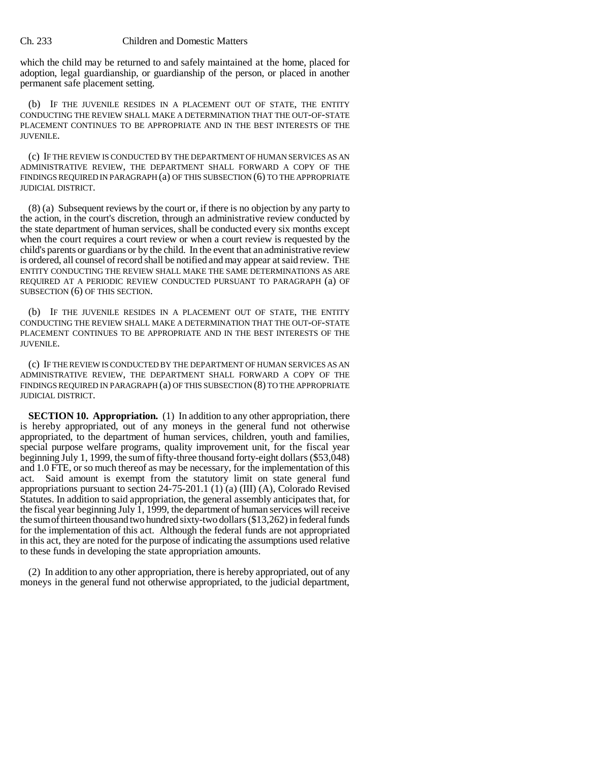which the child may be returned to and safely maintained at the home, placed for adoption, legal guardianship, or guardianship of the person, or placed in another permanent safe placement setting.

(b) IF THE JUVENILE RESIDES IN A PLACEMENT OUT OF STATE, THE ENTITY CONDUCTING THE REVIEW SHALL MAKE A DETERMINATION THAT THE OUT-OF-STATE PLACEMENT CONTINUES TO BE APPROPRIATE AND IN THE BEST INTERESTS OF THE JUVENILE.

(c) IF THE REVIEW IS CONDUCTED BY THE DEPARTMENT OF HUMAN SERVICES AS AN ADMINISTRATIVE REVIEW, THE DEPARTMENT SHALL FORWARD A COPY OF THE FINDINGS REQUIRED IN PARAGRAPH (a) OF THIS SUBSECTION (6) TO THE APPROPRIATE JUDICIAL DISTRICT.

(8) (a) Subsequent reviews by the court or, if there is no objection by any party to the action, in the court's discretion, through an administrative review conducted by the state department of human services, shall be conducted every six months except when the court requires a court review or when a court review is requested by the child's parents or guardians or by the child. In the event that an administrative review is ordered, all counsel of record shall be notified and may appear at said review. THE ENTITY CONDUCTING THE REVIEW SHALL MAKE THE SAME DETERMINATIONS AS ARE REQUIRED AT A PERIODIC REVIEW CONDUCTED PURSUANT TO PARAGRAPH (a) OF SUBSECTION (6) OF THIS SECTION.

(b) IF THE JUVENILE RESIDES IN A PLACEMENT OUT OF STATE, THE ENTITY CONDUCTING THE REVIEW SHALL MAKE A DETERMINATION THAT THE OUT-OF-STATE PLACEMENT CONTINUES TO BE APPROPRIATE AND IN THE BEST INTERESTS OF THE JUVENILE.

(c) IF THE REVIEW IS CONDUCTED BY THE DEPARTMENT OF HUMAN SERVICES AS AN ADMINISTRATIVE REVIEW, THE DEPARTMENT SHALL FORWARD A COPY OF THE FINDINGS REQUIRED IN PARAGRAPH (a) OF THIS SUBSECTION (8) TO THE APPROPRIATE JUDICIAL DISTRICT.

**SECTION 10. Appropriation.** (1) In addition to any other appropriation, there is hereby appropriated, out of any moneys in the general fund not otherwise appropriated, to the department of human services, children, youth and families, special purpose welfare programs, quality improvement unit, for the fiscal year beginning July 1, 1999, the sum of fifty-three thousand forty-eight dollars ($53,048) and 1.0 FTE, or so much thereof as may be necessary, for the implementation of this act. Said amount is exempt from the statutory limit on state general fund appropriations pursuant to section 24-75-201.1 (1) (a) (III) (A), Colorado Revised Statutes. In addition to said appropriation, the general assembly anticipates that, for the fiscal year beginning July 1, 1999, the department of human services will receive the sum of thirteen thousand two hundred sixty-two dollars ($13,262) in federal funds for the implementation of this act. Although the federal funds are not appropriated in this act, they are noted for the purpose of indicating the assumptions used relative to these funds in developing the state appropriation amounts.

(2) In addition to any other appropriation, there is hereby appropriated, out of any moneys in the general fund not otherwise appropriated, to the judicial department,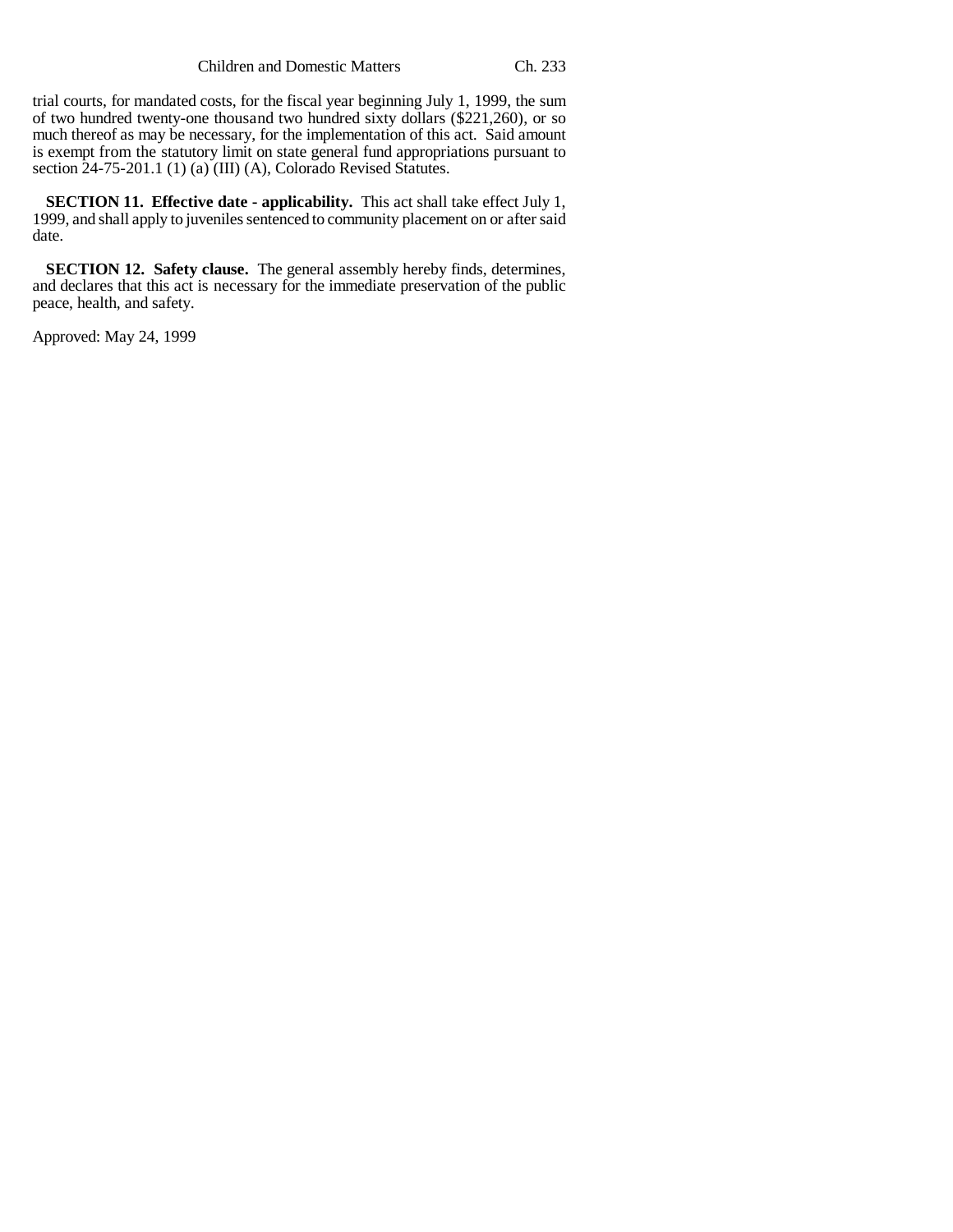trial courts, for mandated costs, for the fiscal year beginning July 1, 1999, the sum of two hundred twenty-one thousand two hundred sixty dollars ($221,260), or so much thereof as may be necessary, for the implementation of this act. Said amount is exempt from the statutory limit on state general fund appropriations pursuant to section 24-75-201.1 (1) (a) (III) (A), Colorado Revised Statutes.

**SECTION 11. Effective date - applicability.** This act shall take effect July 1, 1999, and shall apply to juveniles sentenced to community placement on or after said date.

**SECTION 12. Safety clause.** The general assembly hereby finds, determines, and declares that this act is necessary for the immediate preservation of the public peace, health, and safety.

Approved: May 24, 1999